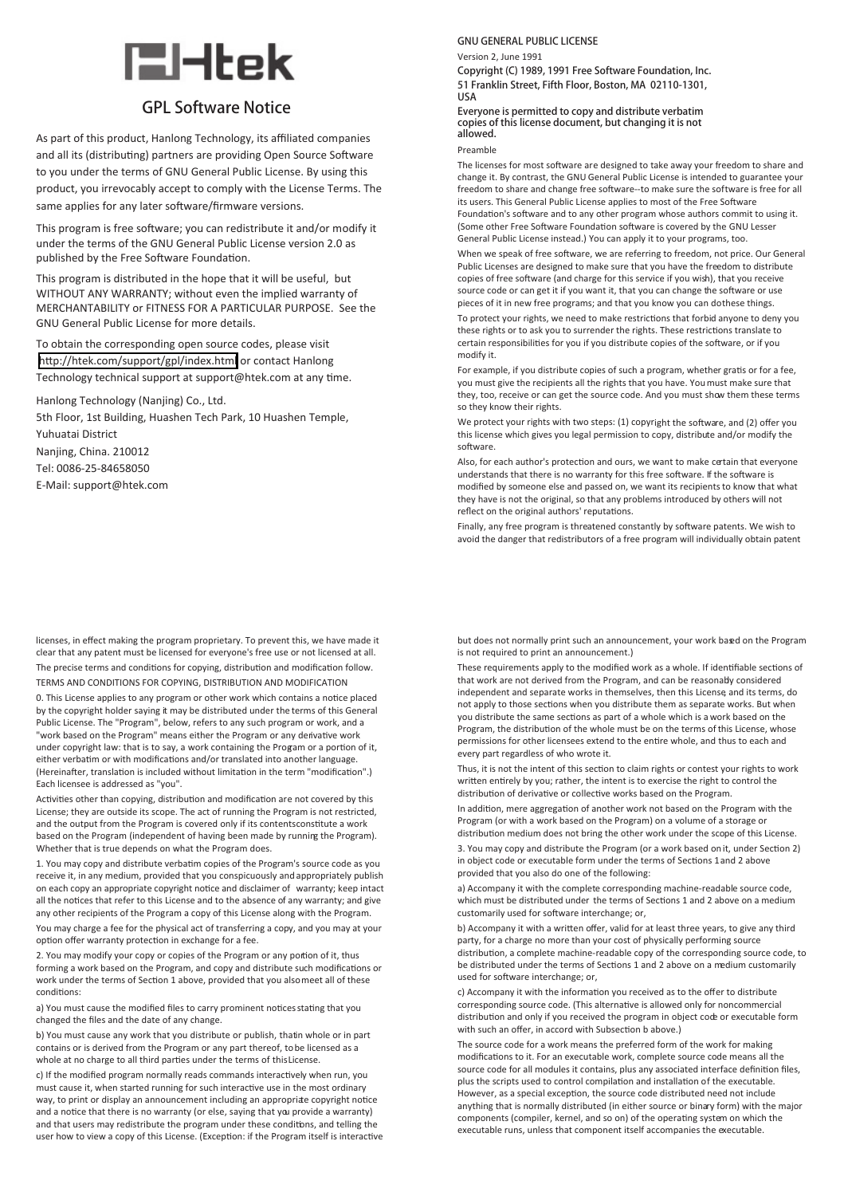# Htek

## GPL Software Notice

As part of this product, Hanlong Technology, its affiliated companies and all its (distributing) partners are providing Open Source Software to you under the terms of GNU General Public License. By using this product, you irrevocably accept to comply with the License Terms. The same applies for any later software/firmware versions.

This program is free software; you can redistribute it and/or modify it under the terms of the GNU General Public License version 2.0 as published by the Free Software Foundation.

This program is distributed in the hope that it will be useful, but WITHOUT ANY WARRANTY; without even the implied warranty of MERCHANTABILITY or FITNESS FOR A PARTICULAR PURPOSE. See the GNU General Public License for more details.

To obtain the corresponding open source codes, please visit http://htek.com/support/gpl/index.html or contact Hanlong Technology technical support at support@htek.com at any time.

Hanlong Technology (Nanjing) Co., Ltd.
5th Floor, 1st Building, Huashen Tech Park, 10 Huashen Temple, Yuhuatai District
Nanjing, China. 210012
Tel: 0086-25-84658050
E-Mail: support@htek.com

GNU GENERAL PUBLIC LICENSE

Version 2, June 1991

Copyright (C) 1989, 1991 Free Software Foundation, Inc.
51 Franklin Street, Fifth Floor, Boston, MA 02110-1301, USA

Everyone is permitted to copy and distribute verbatim copies of this license document, but changing it is not allowed.

Preamble

The licenses for most software are designed to take away your freedom to share and change it. By contrast, the GNU General Public License is intended to guarantee your freedom to share and change free software--to make sure the software is free for all its users. This General Public License applies to most of the Free Software Foundation's software and to any other program whose authors commit to using it. (Some other Free Software Foundation software is covered by the GNU Lesser General Public License instead.) You can apply it to your programs, too.

When we speak of free software, we are referring to freedom, not price. Our General Public Licenses are designed to make sure that you have the freedom to distribute copies of free software (and charge for this service if you wish), that you receive source code or can get it if you want it, that you can change the software or use pieces of it in new free programs; and that you know you can do these things.

To protect your rights, we need to make restrictions that forbid anyone to deny you these rights or to ask you to surrender the rights. These restrictions translate to certain responsibilities for you if you distribute copies of the software, or if you modify it.

For example, if you distribute copies of such a program, whether gratis or for a fee, you must give the recipients all the rights that you have. You must make sure that they, too, receive or can get the source code. And you must show them these terms so they know their rights.

We protect your rights with two steps: (1) copyright the software, and (2) offer you this license which gives you legal permission to copy, distribute and/or modify the software.

Also, for each author's protection and ours, we want to make certain that everyone understands that there is no warranty for this free software. If the software is modified by someone else and passed on, we want its recipients to know that what they have is not the original, so that any problems introduced by others will not reflect on the original authors' reputations.

Finally, any free program is threatened constantly by software patents. We wish to avoid the danger that redistributors of a free program will individually obtain patent licenses, in effect making the program proprietary. To prevent this, we have made it clear that any patent must be licensed for everyone's free use or not licensed at all.

The precise terms and conditions for copying, distribution and modification follow.

TERMS AND CONDITIONS FOR COPYING, DISTRIBUTION AND MODIFICATION

0. This License applies to any program or other work which contains a notice placed by the copyright holder saying it may be distributed under the terms of this General Public License. The "Program", below, refers to any such program or work, and a "work based on the Program" means either the Program or any derivative work under copyright law: that is to say, a work containing the Program or a portion of it, either verbatim or with modifications and/or translated into another language. (Hereinafter, translation is included without limitation in the term "modification".) Each licensee is addressed as "you".

Activities other than copying, distribution and modification are not covered by this License; they are outside its scope. The act of running the Program is not restricted, and the output from the Program is covered only if its contents constitute a work based on the Program (independent of having been made by running the Program). Whether that is true depends on what the Program does.

1. You may copy and distribute verbatim copies of the Program's source code as you receive it, in any medium, provided that you conspicuously and appropriately publish on each copy an appropriate copyright notice and disclaimer of warranty; keep intact all the notices that refer to this License and to the absence of any warranty; and give any other recipients of the Program a copy of this License along with the Program.

You may charge a fee for the physical act of transferring a copy, and you may at your option offer warranty protection in exchange for a fee.

2. You may modify your copy or copies of the Program or any portion of it, thus forming a work based on the Program, and copy and distribute such modifications or work under the terms of Section 1 above, provided that you also meet all of these conditions:

a) You must cause the modified files to carry prominent notices stating that you changed the files and the date of any change.

b) You must cause any work that you distribute or publish, that in whole or in part contains or is derived from the Program or any part thereof, to be licensed as a whole at no charge to all third parties under the terms of this License.

c) If the modified program normally reads commands interactively when run, you must cause it, when started running for such interactive use in the most ordinary way, to print or display an announcement including an appropriate copyright notice and a notice that there is no warranty (or else, saying that you provide a warranty) and that users may redistribute the program under these conditions, and telling the user how to view a copy of this License. (Exception: if the Program itself is interactive but does not normally print such an announcement, your work based on the Program is not required to print an announcement.)

These requirements apply to the modified work as a whole. If identifiable sections of that work are not derived from the Program, and can be reasonably considered independent and separate works in themselves, then this License, and its terms, do not apply to those sections when you distribute them as separate works. But when you distribute the same sections as part of a whole which is a work based on the Program, the distribution of the whole must be on the terms of this License, whose permissions for other licensees extend to the entire whole, and thus to each and every part regardless of who wrote it.

Thus, it is not the intent of this section to claim rights or contest your rights to work written entirely by you; rather, the intent is to exercise the right to control the distribution of derivative or collective works based on the Program.

In addition, mere aggregation of another work not based on the Program with the Program (or with a work based on the Program) on a volume of a storage or distribution medium does not bring the other work under the scope of this License.

3. You may copy and distribute the Program (or a work based on it, under Section 2) in object code or executable form under the terms of Sections 1 and 2 above provided that you also do one of the following:

a) Accompany it with the complete corresponding machine-readable source code, which must be distributed under the terms of Sections 1 and 2 above on a medium customarily used for software interchange; or,

b) Accompany it with a written offer, valid for at least three years, to give any third party, for a charge no more than your cost of physically performing source distribution, a complete machine-readable copy of the corresponding source code, to be distributed under the terms of Sections 1 and 2 above on a medium customarily used for software interchange; or,

c) Accompany it with the information you received as to the offer to distribute corresponding source code. (This alternative is allowed only for noncommercial distribution and only if you received the program in object code or executable form with such an offer, in accord with Subsection b above.)

The source code for a work means the preferred form of the work for making modifications to it. For an executable work, complete source code means all the source code for all modules it contains, plus any associated interface definition files, plus the scripts used to control compilation and installation of the executable. However, as a special exception, the source code distributed need not include anything that is normally distributed (in either source or binary form) with the major components (compiler, kernel, and so on) of the operating system on which the executable runs, unless that component itself accompanies the executable.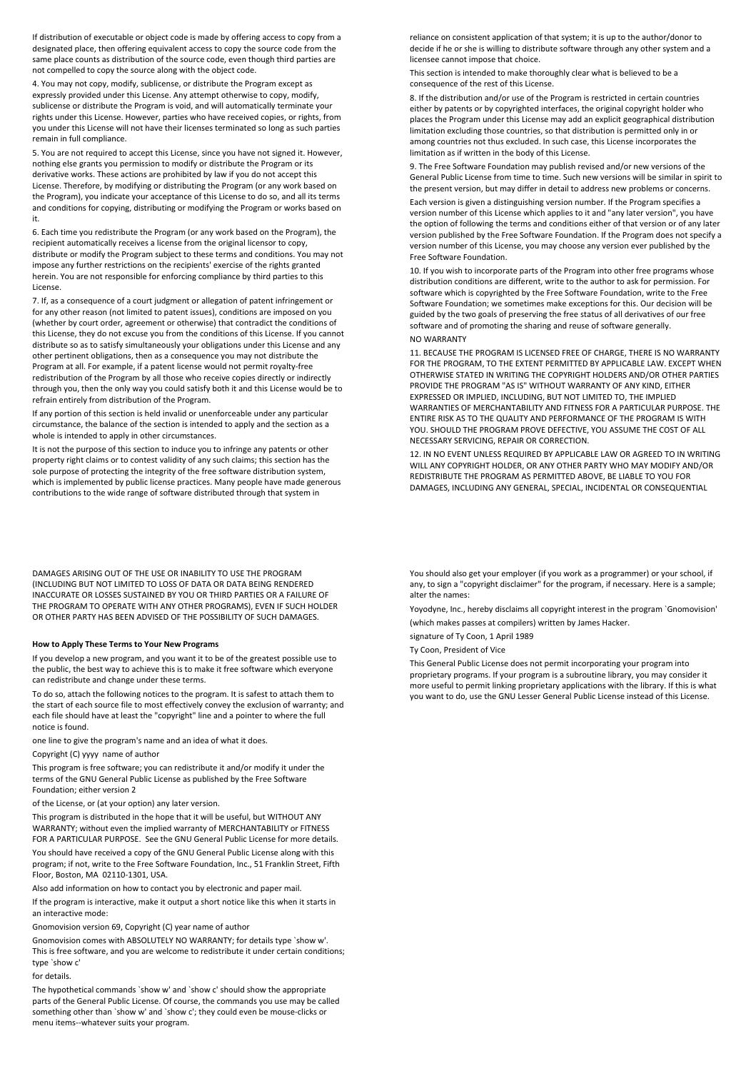If distribution of executable or object code is made by offering access to copy from a designated place, then offering equivalent access to copy the source code from the same place counts as distribution of the source code, even though third parties are not compelled to copy the source along with the object code.

4. You may not copy, modify, sublicense, or distribute the Program except as expressly provided under this License. Any attempt otherwise to copy, modify, sublicense or distribute the Program is void, and will automatically terminate your rights under this License. However, parties who have received copies, or rights, from you under this License will not have their licenses terminated so long as such parties remain in full compliance.

5. You are not required to accept this License, since you have not signed it. However, nothing else grants you permission to modify or distribute the Program or its derivative works. These actions are prohibited by law if you do not accept this License. Therefore, by modifying or distributing the Program (or any work based on the Program), you indicate your acceptance of this License to do so, and all its terms and conditions for copying, distributing or modifying the Program or works based on it.

6. Each time you redistribute the Program (or any work based on the Program), the recipient automatically receives a license from the original licensor to copy, distribute or modify the Program subject to these terms and conditions. You may not impose any further restrictions on the recipients' exercise of the rights granted herein. You are not responsible for enforcing compliance by third parties to this License.

7. If, as a consequence of a court judgment or allegation of patent infringement or for any other reason (not limited to patent issues), conditions are imposed on you (whether by court order, agreement or otherwise) that contradict the conditions of this License, they do not excuse you from the conditions of this License. If you cannot distribute so as to satisfy simultaneously your obligations under this License and any other pertinent obligations, then as a consequence you may not distribute the Program at all. For example, if a patent license would not permit royalty-free redistribution of the Program by all those who receive copies directly or indirectly through you, then the only way you could satisfy both it and this License would be to refrain entirely from distribution of the Program.

If any portion of this section is held invalid or unenforceable under any particular circumstance, the balance of the section is intended to apply and the section as a whole is intended to apply in other circumstances.

It is not the purpose of this section to induce you to infringe any patents or other property right claims or to contest validity of any such claims; this section has the sole purpose of protecting the integrity of the free software distribution system, which is implemented by public license practices. Many people have made generous contributions to the wide range of software distributed through that system in reliance on consistent application of that system; it is up to the author/donor to decide if he or she is willing to distribute software through any other system and a licensee cannot impose that choice.

This section is intended to make thoroughly clear what is believed to be a consequence of the rest of this License.

8. If the distribution and/or use of the Program is restricted in certain countries either by patents or by copyrighted interfaces, the original copyright holder who places the Program under this License may add an explicit geographical distribution limitation excluding those countries, so that distribution is permitted only in or among countries not thus excluded. In such case, this License incorporates the limitation as if written in the body of this License.

9. The Free Software Foundation may publish revised and/or new versions of the General Public License from time to time. Such new versions will be similar in spirit to the present version, but may differ in detail to address new problems or concerns.

Each version is given a distinguishing version number. If the Program specifies a version number of this License which applies to it and "any later version", you have the option of following the terms and conditions either of that version or of any later version published by the Free Software Foundation. If the Program does not specify a version number of this License, you may choose any version ever published by the Free Software Foundation.

10. If you wish to incorporate parts of the Program into other free programs whose distribution conditions are different, write to the author to ask for permission. For software which is copyrighted by the Free Software Foundation, write to the Free Software Foundation; we sometimes make exceptions for this. Our decision will be guided by the two goals of preserving the free status of all derivatives of our free software and of promoting the sharing and reuse of software generally.

NO WARRANTY

11. BECAUSE THE PROGRAM IS LICENSED FREE OF CHARGE, THERE IS NO WARRANTY FOR THE PROGRAM, TO THE EXTENT PERMITTED BY APPLICABLE LAW. EXCEPT WHEN OTHERWISE STATED IN WRITING THE COPYRIGHT HOLDERS AND/OR OTHER PARTIES PROVIDE THE PROGRAM "AS IS" WITHOUT WARRANTY OF ANY KIND, EITHER EXPRESSED OR IMPLIED, INCLUDING, BUT NOT LIMITED TO, THE IMPLIED WARRANTIES OF MERCHANTABILITY AND FITNESS FOR A PARTICULAR PURPOSE. THE ENTIRE RISK AS TO THE QUALITY AND PERFORMANCE OF THE PROGRAM IS WITH YOU. SHOULD THE PROGRAM PROVE DEFECTIVE, YOU ASSUME THE COST OF ALL NECESSARY SERVICING, REPAIR OR CORRECTION.

12. IN NO EVENT UNLESS REQUIRED BY APPLICABLE LAW OR AGREED TO IN WRITING WILL ANY COPYRIGHT HOLDER, OR ANY OTHER PARTY WHO MAY MODIFY AND/OR REDISTRIBUTE THE PROGRAM AS PERMITTED ABOVE, BE LIABLE TO YOU FOR DAMAGES, INCLUDING ANY GENERAL, SPECIAL, INCIDENTAL OR CONSEQUENTIAL DAMAGES ARISING OUT OF THE USE OR INABILITY TO USE THE PROGRAM (INCLUDING BUT NOT LIMITED TO LOSS OF DATA OR DATA BEING RENDERED INACCURATE OR LOSSES SUSTAINED BY YOU OR THIRD PARTIES OR A FAILURE OF THE PROGRAM TO OPERATE WITH ANY OTHER PROGRAMS), EVEN IF SUCH HOLDER OR OTHER PARTY HAS BEEN ADVISED OF THE POSSIBILITY OF SUCH DAMAGES.

**How to Apply These Terms to Your New Programs**

If you develop a new program, and you want it to be of the greatest possible use to the public, the best way to achieve this is to make it free software which everyone can redistribute and change under these terms.

To do so, attach the following notices to the program. It is safest to attach them to the start of each source file to most effectively convey the exclusion of warranty; and each file should have at least the "copyright" line and a pointer to where the full notice is found.

one line to give the program's name and an idea of what it does.

Copyright (C) yyyy name of author

This program is free software; you can redistribute it and/or modify it under the terms of the GNU General Public License as published by the Free Software Foundation; either version 2

of the License, or (at your option) any later version.

This program is distributed in the hope that it will be useful, but WITHOUT ANY WARRANTY; without even the implied warranty of MERCHANTABILITY or FITNESS FOR A PARTICULAR PURPOSE. See the GNU General Public License for more details.

You should have received a copy of the GNU General Public License along with this program; if not, write to the Free Software Foundation, Inc., 51 Franklin Street, Fifth Floor, Boston, MA 02110-1301, USA.

Also add information on how to contact you by electronic and paper mail.

If the program is interactive, make it output a short notice like this when it starts in an interactive mode:

Gnomovision version 69, Copyright (C) year name of author

Gnomovision comes with ABSOLUTELY NO WARRANTY; for details type `show w'. This is free software, and you are welcome to redistribute it under certain conditions; type `show c'

for details.

The hypothetical commands `show w' and `show c' should show the appropriate parts of the General Public License. Of course, the commands you use may be called something other than `show w' and `show c'; they could even be mouse-clicks or menu items--whatever suits your program.

You should also get your employer (if you work as a programmer) or your school, if any, to sign a "copyright disclaimer" for the program, if necessary. Here is a sample; alter the names:

Yoyodyne, Inc., hereby disclaims all copyright interest in the program `Gnomovision'

(which makes passes at compilers) written by James Hacker.

signature of Ty Coon, 1 April 1989

Ty Coon, President of Vice

This General Public License does not permit incorporating your program into proprietary programs. If your program is a subroutine library, you may consider it more useful to permit linking proprietary applications with the library. If this is what you want to do, use the GNU Lesser General Public License instead of this License.